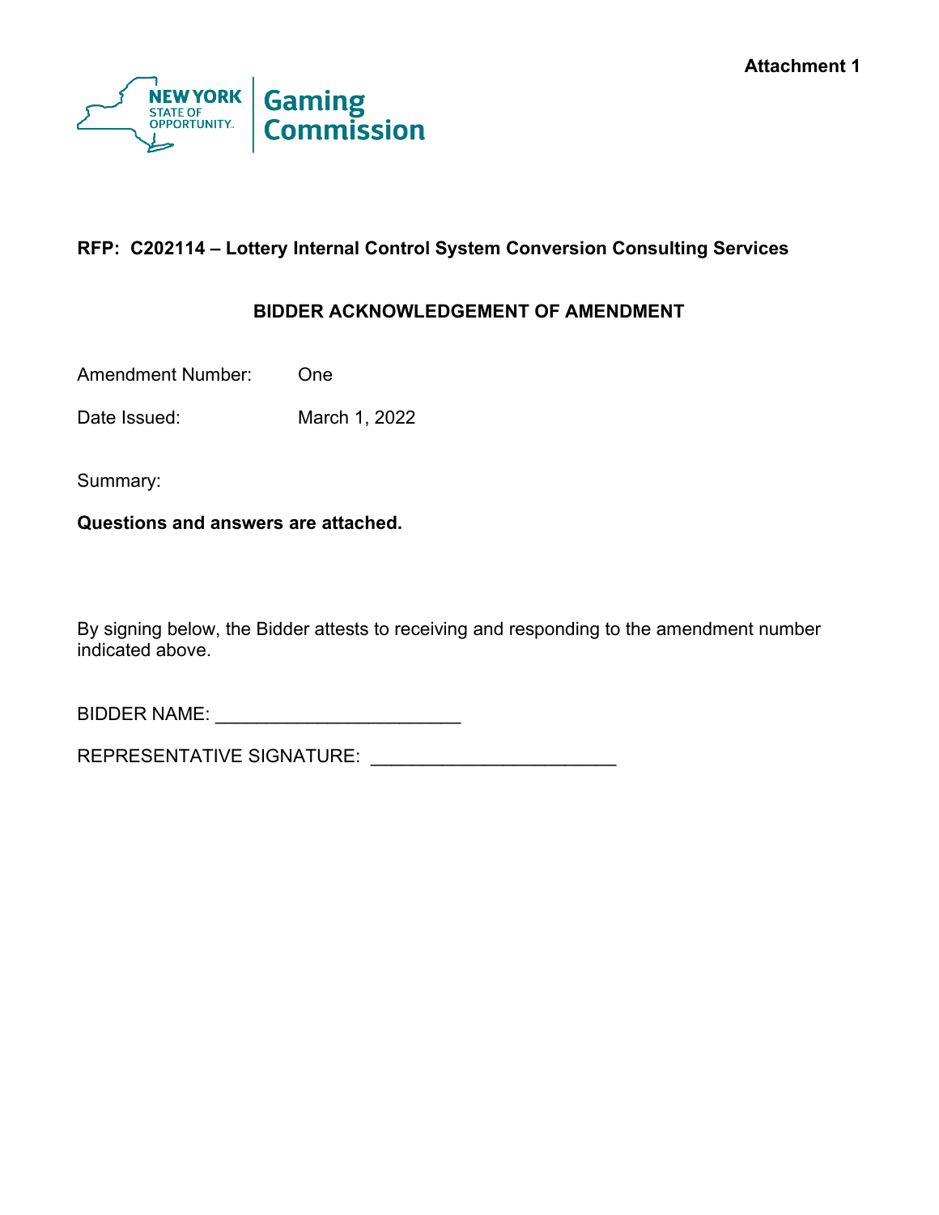Attachment 1

NEW YORK STATE OF OPPORTUNITY. | Gaming Commission

**RFP: C202114 – Lottery Internal Control System Conversion Consulting Services**

**BIDDER ACKNOWLEDGEMENT OF AMENDMENT**

Amendment Number: One

Date Issued: March 1, 2022

Summary:

**Questions and answers are attached.**

By signing below, the Bidder attests to receiving and responding to the amendment number indicated above.

BIDDER NAME: ________________________

REPRESENTATIVE SIGNATURE: ________________________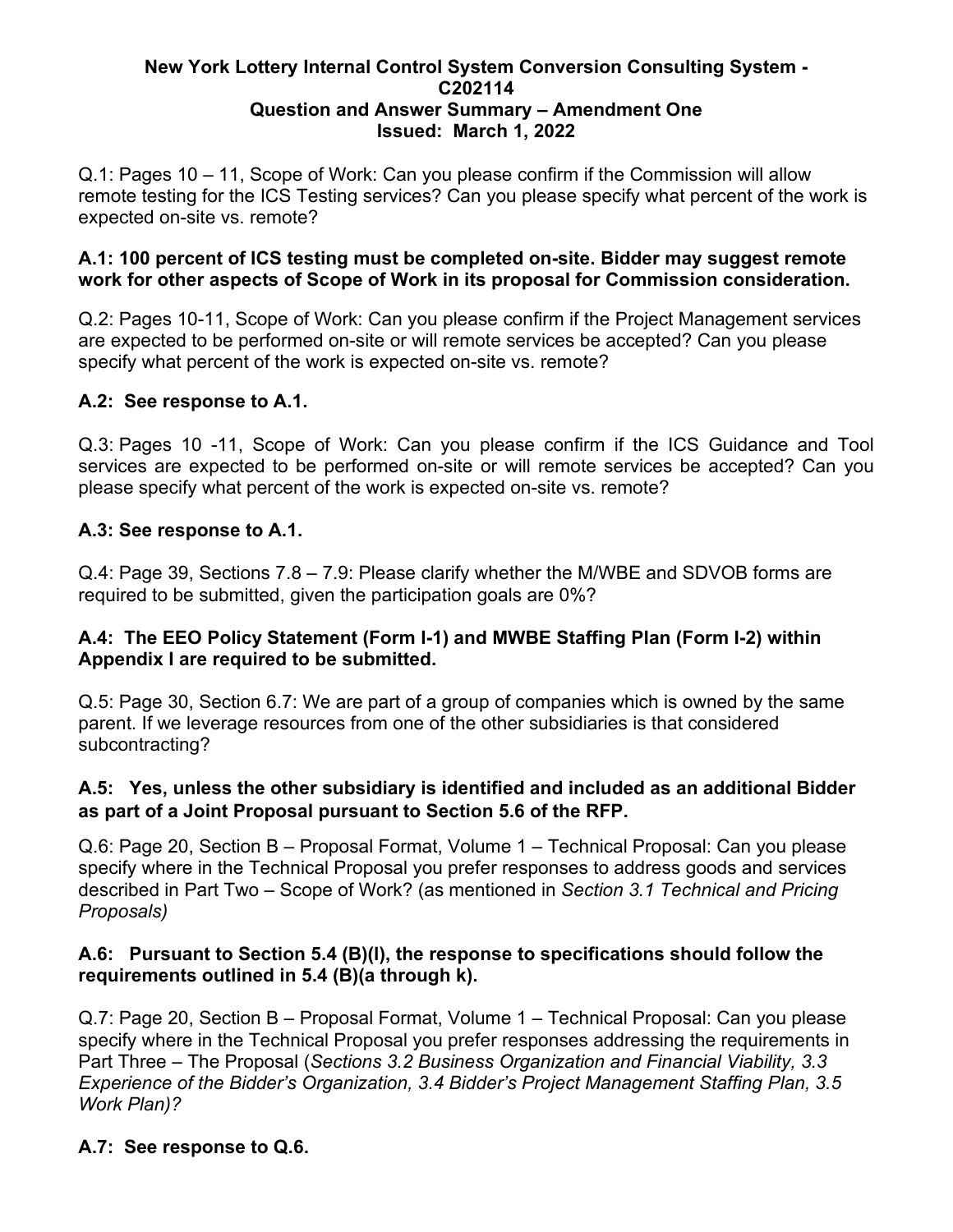**New York Lottery Internal Control System Conversion Consulting System - C202114**
**Question and Answer Summary – Amendment One**
**Issued: March 1, 2022**

Q.1: Pages 10 – 11, Scope of Work: Can you please confirm if the Commission will allow remote testing for the ICS Testing services? Can you please specify what percent of the work is expected on-site vs. remote?

**A.1: 100 percent of ICS testing must be completed on-site. Bidder may suggest remote work for other aspects of Scope of Work in its proposal for Commission consideration.**

Q.2: Pages 10-11, Scope of Work: Can you please confirm if the Project Management services are expected to be performed on-site or will remote services be accepted? Can you please specify what percent of the work is expected on-site vs. remote?

**A.2: See response to A.1.**

Q.3: Pages 10 -11, Scope of Work: Can you please confirm if the ICS Guidance and Tool services are expected to be performed on-site or will remote services be accepted? Can you please specify what percent of the work is expected on-site vs. remote?

**A.3: See response to A.1.**

Q.4: Page 39, Sections 7.8 – 7.9: Please clarify whether the M/WBE and SDVOB forms are required to be submitted, given the participation goals are 0%?

**A.4: The EEO Policy Statement (Form I-1) and MWBE Staffing Plan (Form I-2) within Appendix I are required to be submitted.**

Q.5: Page 30, Section 6.7: We are part of a group of companies which is owned by the same parent. If we leverage resources from one of the other subsidiaries is that considered subcontracting?

**A.5: Yes, unless the other subsidiary is identified and included as an additional Bidder as part of a Joint Proposal pursuant to Section 5.6 of the RFP.**

Q.6: Page 20, Section B – Proposal Format, Volume 1 – Technical Proposal: Can you please specify where in the Technical Proposal you prefer responses to address goods and services described in Part Two – Scope of Work? (as mentioned in *Section 3.1 Technical and Pricing Proposals)*

**A.6: Pursuant to Section 5.4 (B)(l), the response to specifications should follow the requirements outlined in 5.4 (B)(a through k).**

Q.7: Page 20, Section B – Proposal Format, Volume 1 – Technical Proposal: Can you please specify where in the Technical Proposal you prefer responses addressing the requirements in Part Three – The Proposal (*Sections 3.2 Business Organization and Financial Viability, 3.3 Experience of the Bidder's Organization, 3.4 Bidder's Project Management Staffing Plan, 3.5 Work Plan)?*

**A.7: See response to Q.6.**